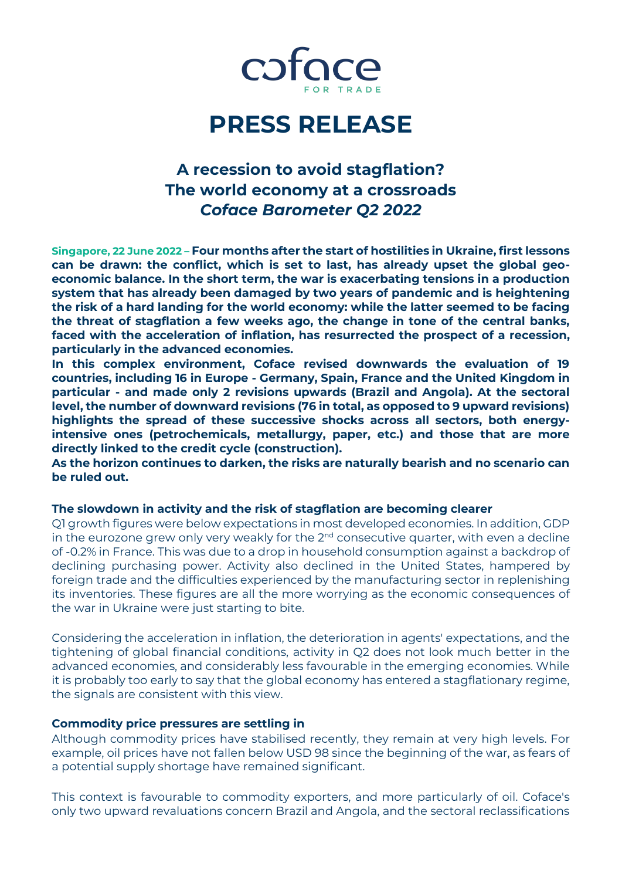coface

FOR TRADE

# PRESS RELEASE

## A recession to avoid stagflation?
## The world economy at a crossroads
## *Coface Barometer Q2 2022*

**Singapore, 22 June 2022 – Four months after the start of hostilities in Ukraine, first lessons can be drawn: the conflict, which is set to last, has already upset the global geo-economic balance. In the short term, the war is exacerbating tensions in a production system that has already been damaged by two years of pandemic and is heightening the risk of a hard landing for the world economy: while the latter seemed to be facing the threat of stagflation a few weeks ago, the change in tone of the central banks, faced with the acceleration of inflation, has resurrected the prospect of a recession, particularly in the advanced economies.**

**In this complex environment, Coface revised downwards the evaluation of 19 countries, including 16 in Europe - Germany, Spain, France and the United Kingdom in particular - and made only 2 revisions upwards (Brazil and Angola). At the sectoral level, the number of downward revisions (76 in total, as opposed to 9 upward revisions) highlights the spread of these successive shocks across all sectors, both energy-intensive ones (petrochemicals, metallurgy, paper, etc.) and those that are more directly linked to the credit cycle (construction).**

**As the horizon continues to darken, the risks are naturally bearish and no scenario can be ruled out.**

### The slowdown in activity and the risk of stagflation are becoming clearer

Q1 growth figures were below expectations in most developed economies. In addition, GDP in the eurozone grew only very weakly for the 2nd consecutive quarter, with even a decline of -0.2% in France. This was due to a drop in household consumption against a backdrop of declining purchasing power. Activity also declined in the United States, hampered by foreign trade and the difficulties experienced by the manufacturing sector in replenishing its inventories. These figures are all the more worrying as the economic consequences of the war in Ukraine were just starting to bite.

Considering the acceleration in inflation, the deterioration in agents' expectations, and the tightening of global financial conditions, activity in Q2 does not look much better in the advanced economies, and considerably less favourable in the emerging economies. While it is probably too early to say that the global economy has entered a stagflationary regime, the signals are consistent with this view.

### Commodity price pressures are settling in

Although commodity prices have stabilised recently, they remain at very high levels. For example, oil prices have not fallen below USD 98 since the beginning of the war, as fears of a potential supply shortage have remained significant.

This context is favourable to commodity exporters, and more particularly of oil. Coface's only two upward revaluations concern Brazil and Angola, and the sectoral reclassifications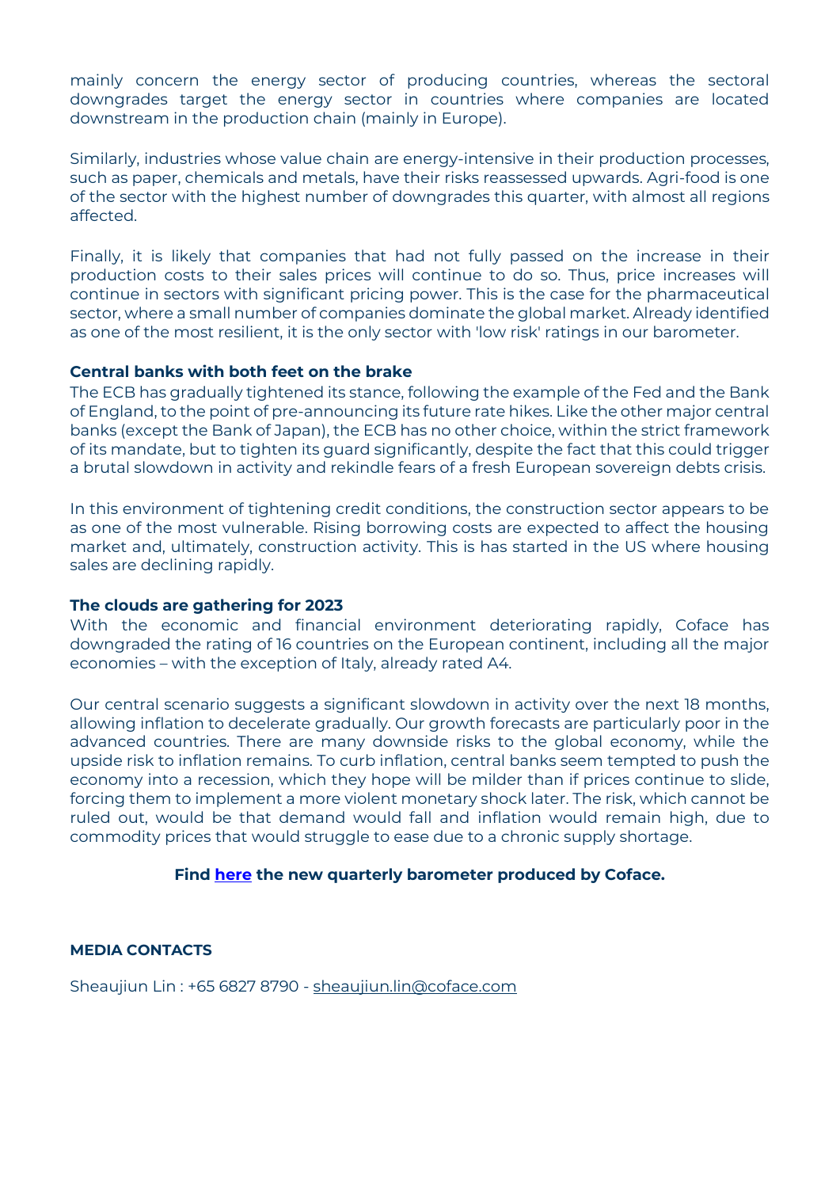mainly concern the energy sector of producing countries, whereas the sectoral downgrades target the energy sector in countries where companies are located downstream in the production chain (mainly in Europe).

Similarly, industries whose value chain are energy-intensive in their production processes, such as paper, chemicals and metals, have their risks reassessed upwards. Agri-food is one of the sector with the highest number of downgrades this quarter, with almost all regions affected.

Finally, it is likely that companies that had not fully passed on the increase in their production costs to their sales prices will continue to do so. Thus, price increases will continue in sectors with significant pricing power. This is the case for the pharmaceutical sector, where a small number of companies dominate the global market. Already identified as one of the most resilient, it is the only sector with 'low risk' ratings in our barometer.

**Central banks with both feet on the brake**

The ECB has gradually tightened its stance, following the example of the Fed and the Bank of England, to the point of pre-announcing its future rate hikes. Like the other major central banks (except the Bank of Japan), the ECB has no other choice, within the strict framework of its mandate, but to tighten its guard significantly, despite the fact that this could trigger a brutal slowdown in activity and rekindle fears of a fresh European sovereign debts crisis.

In this environment of tightening credit conditions, the construction sector appears to be as one of the most vulnerable. Rising borrowing costs are expected to affect the housing market and, ultimately, construction activity. This is has started in the US where housing sales are declining rapidly.

**The clouds are gathering for 2023**

With the economic and financial environment deteriorating rapidly, Coface has downgraded the rating of 16 countries on the European continent, including all the major economies – with the exception of Italy, already rated A4.

Our central scenario suggests a significant slowdown in activity over the next 18 months, allowing inflation to decelerate gradually. Our growth forecasts are particularly poor in the advanced countries. There are many downside risks to the global economy, while the upside risk to inflation remains. To curb inflation, central banks seem tempted to push the economy into a recession, which they hope will be milder than if prices continue to slide, forcing them to implement a more violent monetary shock later. The risk, which cannot be ruled out, would be that demand would fall and inflation would remain high, due to commodity prices that would struggle to ease due to a chronic supply shortage.

**Find here the new quarterly barometer produced by Coface.**

**MEDIA CONTACTS**

Sheaujiun Lin : +65 6827 8790 - sheaujiun.lin@coface.com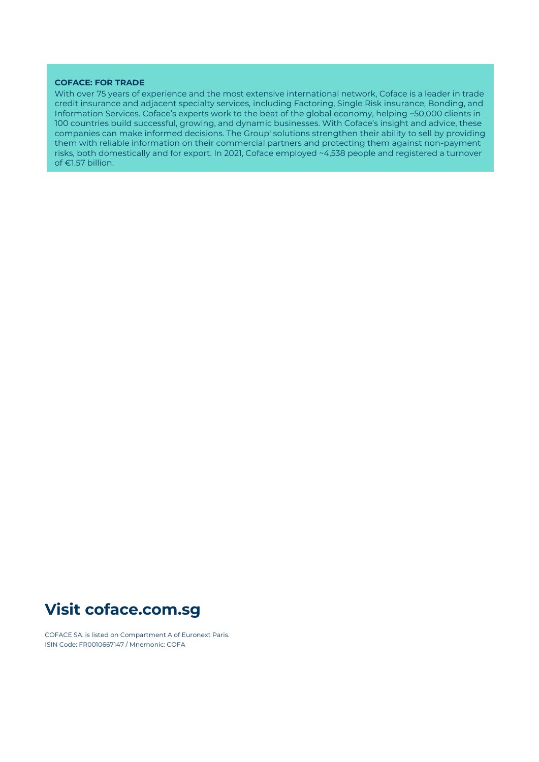**COFACE: FOR TRADE**

With over 75 years of experience and the most extensive international network, Coface is a leader in trade credit insurance and adjacent specialty services, including Factoring, Single Risk insurance, Bonding, and Information Services. Coface's experts work to the beat of the global economy, helping ~50,000 clients in 100 countries build successful, growing, and dynamic businesses. With Coface's insight and advice, these companies can make informed decisions. The Group' solutions strengthen their ability to sell by providing them with reliable information on their commercial partners and protecting them against non-payment risks, both domestically and for export. In 2021, Coface employed ~4,538 people and registered a turnover of €1.57 billion.

## Visit coface.com.sg

COFACE SA. is listed on Compartment A of Euronext Paris.
ISIN Code: FR0010667147 / Mnemonic: COFA